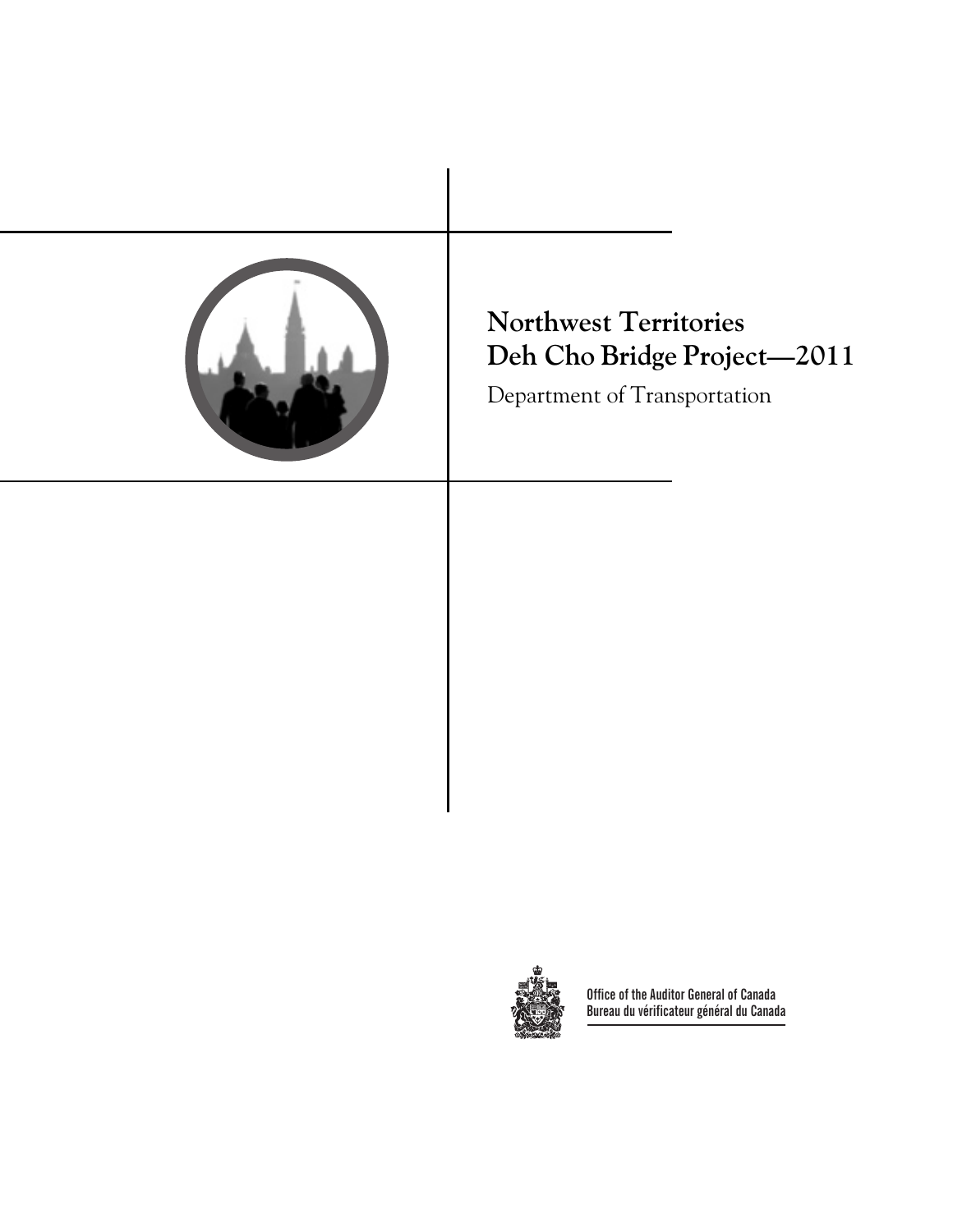# Northwest Territories Deh Cho Bridge Project—2011

Department of Transportation

Office of the Auditor General of Canada
Bureau du vérificateur général du Canada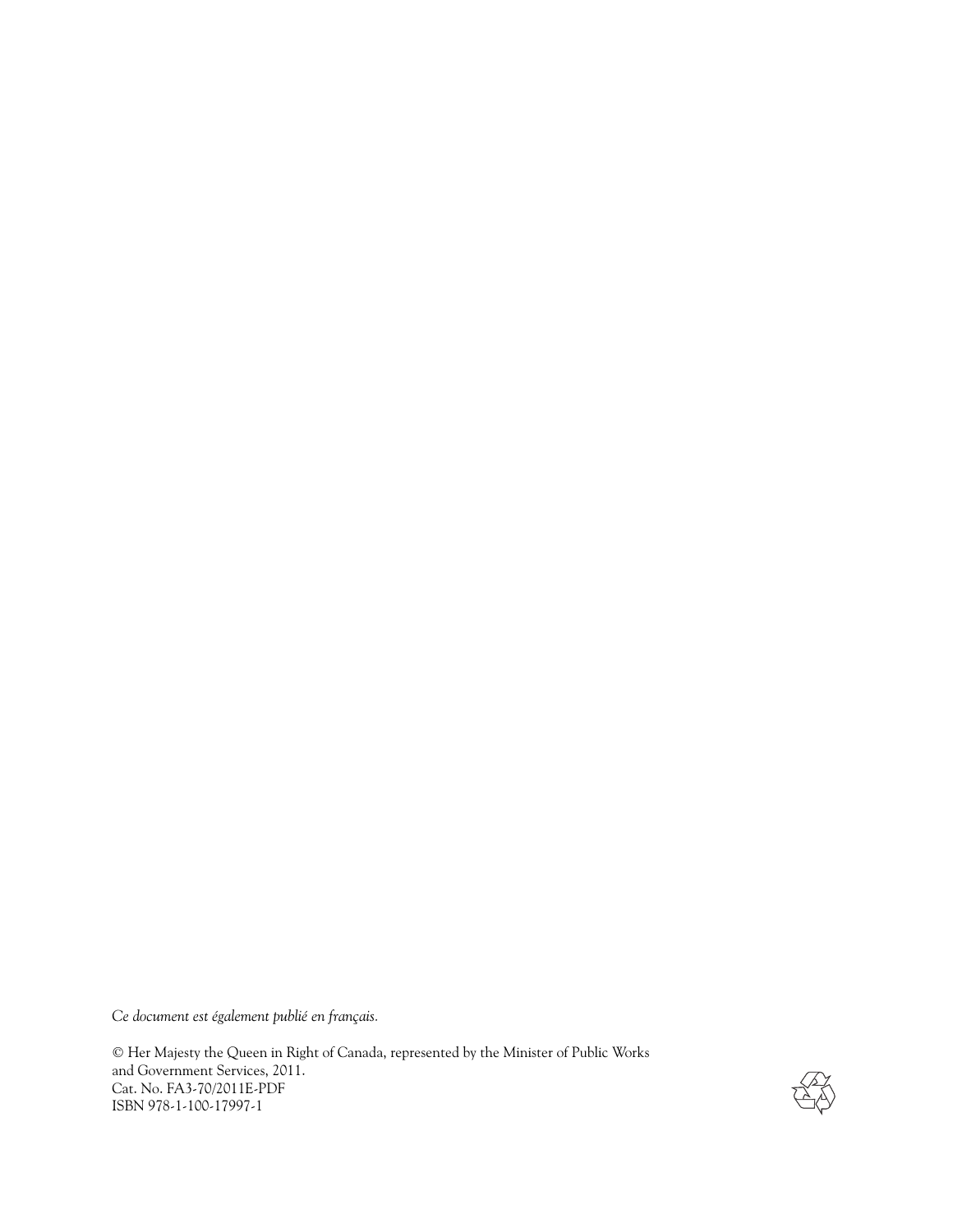*Ce document est également publié en français.*

© Her Majesty the Queen in Right of Canada, represented by the Minister of Public Works and Government Services, 2011.
Cat. No. FA3-70/2011E-PDF
ISBN 978-1-100-17997-1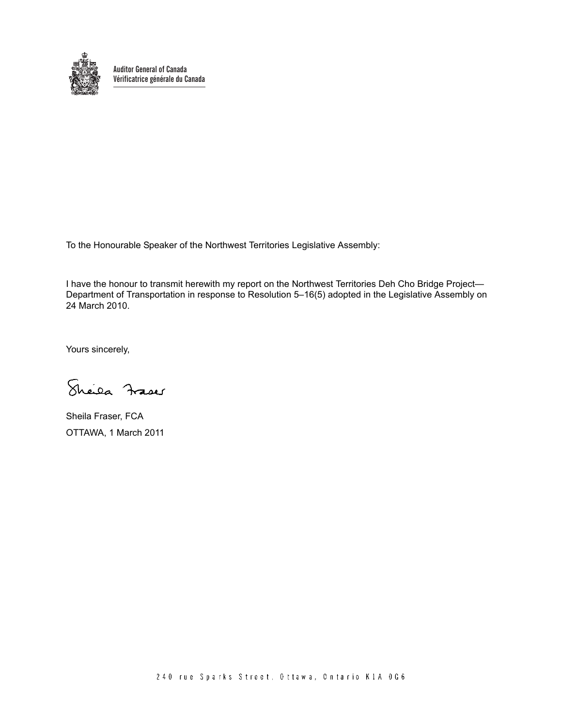Auditor General of Canada
Vérificatrice générale du Canada

To the Honourable Speaker of the Northwest Territories Legislative Assembly:

I have the honour to transmit herewith my report on the Northwest Territories Deh Cho Bridge Project—Department of Transportation in response to Resolution 5–16(5) adopted in the Legislative Assembly on 24 March 2010.

Yours sincerely,

Sheila Fraser, FCA
OTTAWA, 1 March 2011

240 rue Sparks Street, Ottawa, Ontario K1A 0G6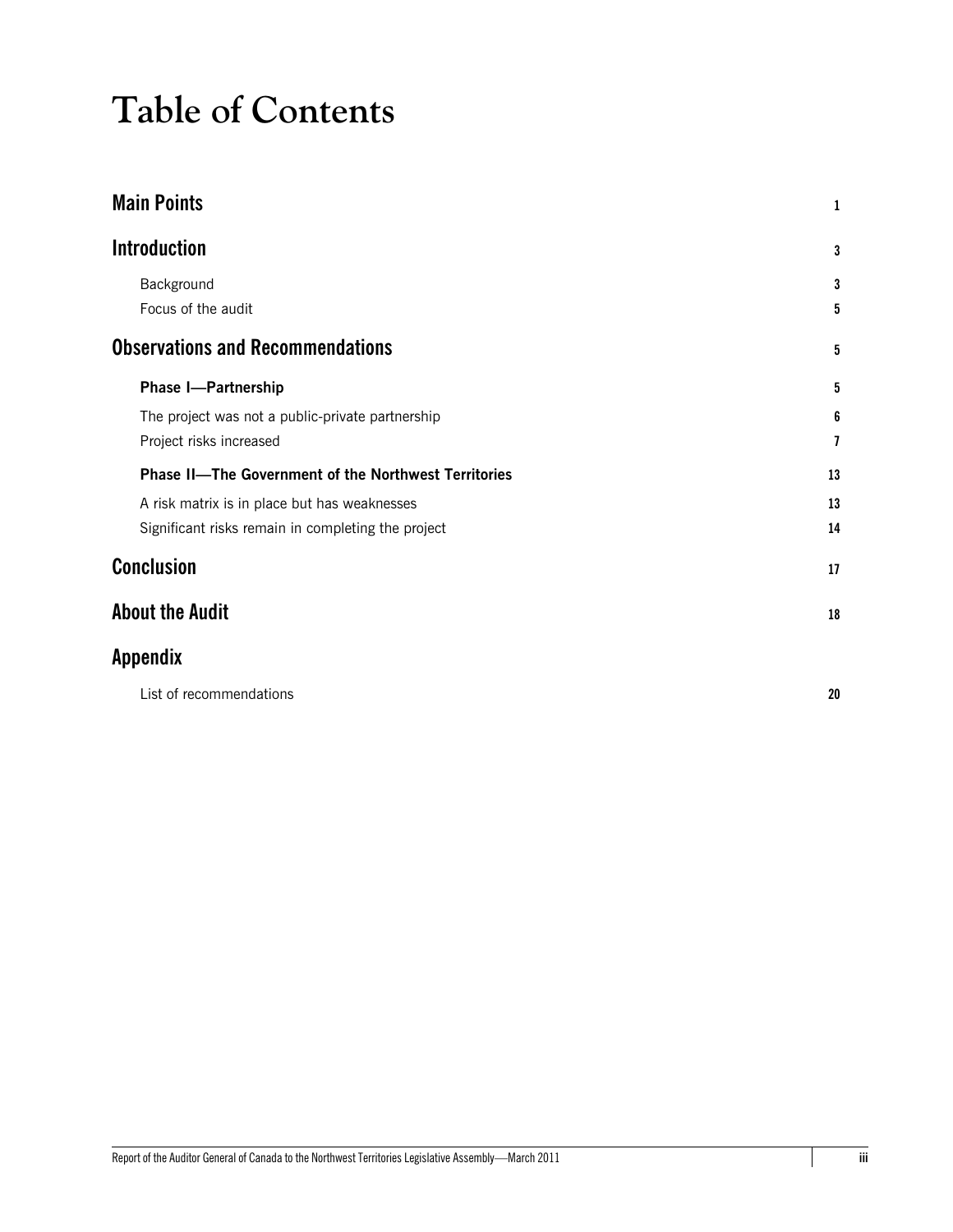# Table of Contents

| | |
|---|---|
| **Main Points** | 1 |
| **Introduction** | 3 |
| Background | 3 |
| Focus of the audit | 5 |
| **Observations and Recommendations** | 5 |
| **Phase I—Partnership** | 5 |
| The project was not a public-private partnership | 6 |
| Project risks increased | 7 |
| **Phase II—The Government of the Northwest Territories** | 13 |
| A risk matrix is in place but has weaknesses | 13 |
| Significant risks remain in completing the project | 14 |
| **Conclusion** | 17 |
| **About the Audit** | 18 |
| **Appendix** | |
| List of recommendations | 20 |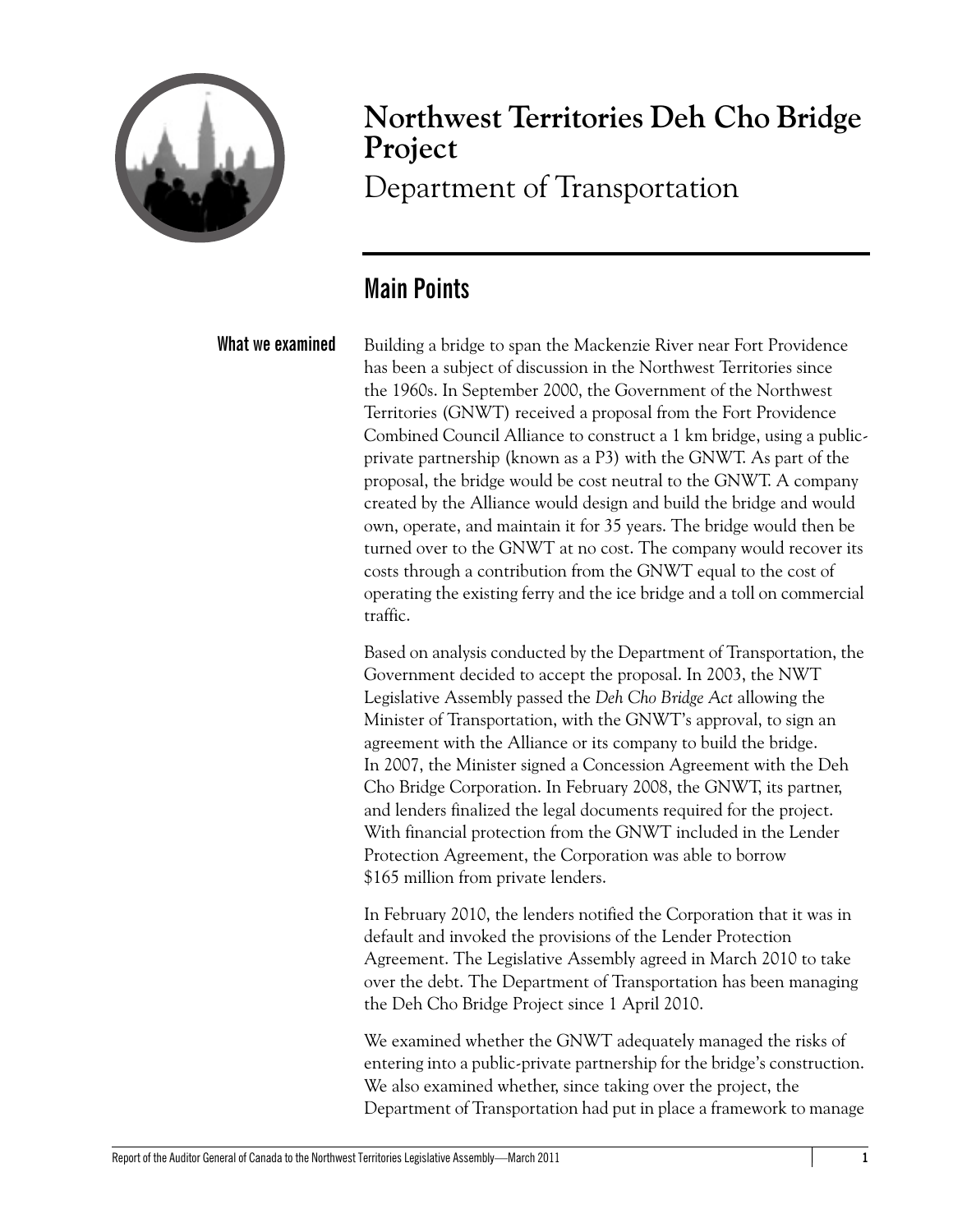# Northwest Territories Deh Cho Bridge Project

Department of Transportation

## Main Points

### What we examined

Building a bridge to span the Mackenzie River near Fort Providence has been a subject of discussion in the Northwest Territories since the 1960s. In September 2000, the Government of the Northwest Territories (GNWT) received a proposal from the Fort Providence Combined Council Alliance to construct a 1 km bridge, using a public-private partnership (known as a P3) with the GNWT. As part of the proposal, the bridge would be cost neutral to the GNWT. A company created by the Alliance would design and build the bridge and would own, operate, and maintain it for 35 years. The bridge would then be turned over to the GNWT at no cost. The company would recover its costs through a contribution from the GNWT equal to the cost of operating the existing ferry and the ice bridge and a toll on commercial traffic.

Based on analysis conducted by the Department of Transportation, the Government decided to accept the proposal. In 2003, the NWT Legislative Assembly passed the *Deh Cho Bridge Act* allowing the Minister of Transportation, with the GNWT's approval, to sign an agreement with the Alliance or its company to build the bridge. In 2007, the Minister signed a Concession Agreement with the Deh Cho Bridge Corporation. In February 2008, the GNWT, its partner, and lenders finalized the legal documents required for the project. With financial protection from the GNWT included in the Lender Protection Agreement, the Corporation was able to borrow $165 million from private lenders.

In February 2010, the lenders notified the Corporation that it was in default and invoked the provisions of the Lender Protection Agreement. The Legislative Assembly agreed in March 2010 to take over the debt. The Department of Transportation has been managing the Deh Cho Bridge Project since 1 April 2010.

We examined whether the GNWT adequately managed the risks of entering into a public-private partnership for the bridge's construction. We also examined whether, since taking over the project, the Department of Transportation had put in place a framework to manage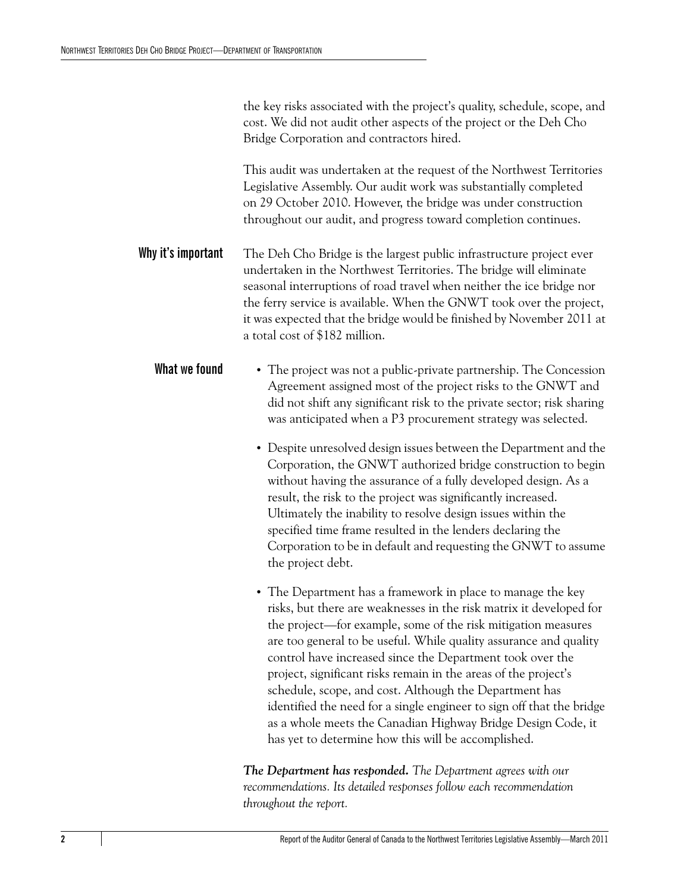the key risks associated with the project's quality, schedule, scope, and cost. We did not audit other aspects of the project or the Deh Cho Bridge Corporation and contractors hired.

This audit was undertaken at the request of the Northwest Territories Legislative Assembly. Our audit work was substantially completed on 29 October 2010. However, the bridge was under construction throughout our audit, and progress toward completion continues.

**Why it's important**

The Deh Cho Bridge is the largest public infrastructure project ever undertaken in the Northwest Territories. The bridge will eliminate seasonal interruptions of road travel when neither the ice bridge nor the ferry service is available. When the GNWT took over the project, it was expected that the bridge would be finished by November 2011 at a total cost of $182 million.

**What we found**

- The project was not a public-private partnership. The Concession Agreement assigned most of the project risks to the GNWT and did not shift any significant risk to the private sector; risk sharing was anticipated when a P3 procurement strategy was selected.
- Despite unresolved design issues between the Department and the Corporation, the GNWT authorized bridge construction to begin without having the assurance of a fully developed design. As a result, the risk to the project was significantly increased. Ultimately the inability to resolve design issues within the specified time frame resulted in the lenders declaring the Corporation to be in default and requesting the GNWT to assume the project debt.
- The Department has a framework in place to manage the key risks, but there are weaknesses in the risk matrix it developed for the project—for example, some of the risk mitigation measures are too general to be useful. While quality assurance and quality control have increased since the Department took over the project, significant risks remain in the areas of the project's schedule, scope, and cost. Although the Department has identified the need for a single engineer to sign off that the bridge as a whole meets the Canadian Highway Bridge Design Code, it has yet to determine how this will be accomplished.

***The Department has responded.*** *The Department agrees with our recommendations. Its detailed responses follow each recommendation throughout the report.*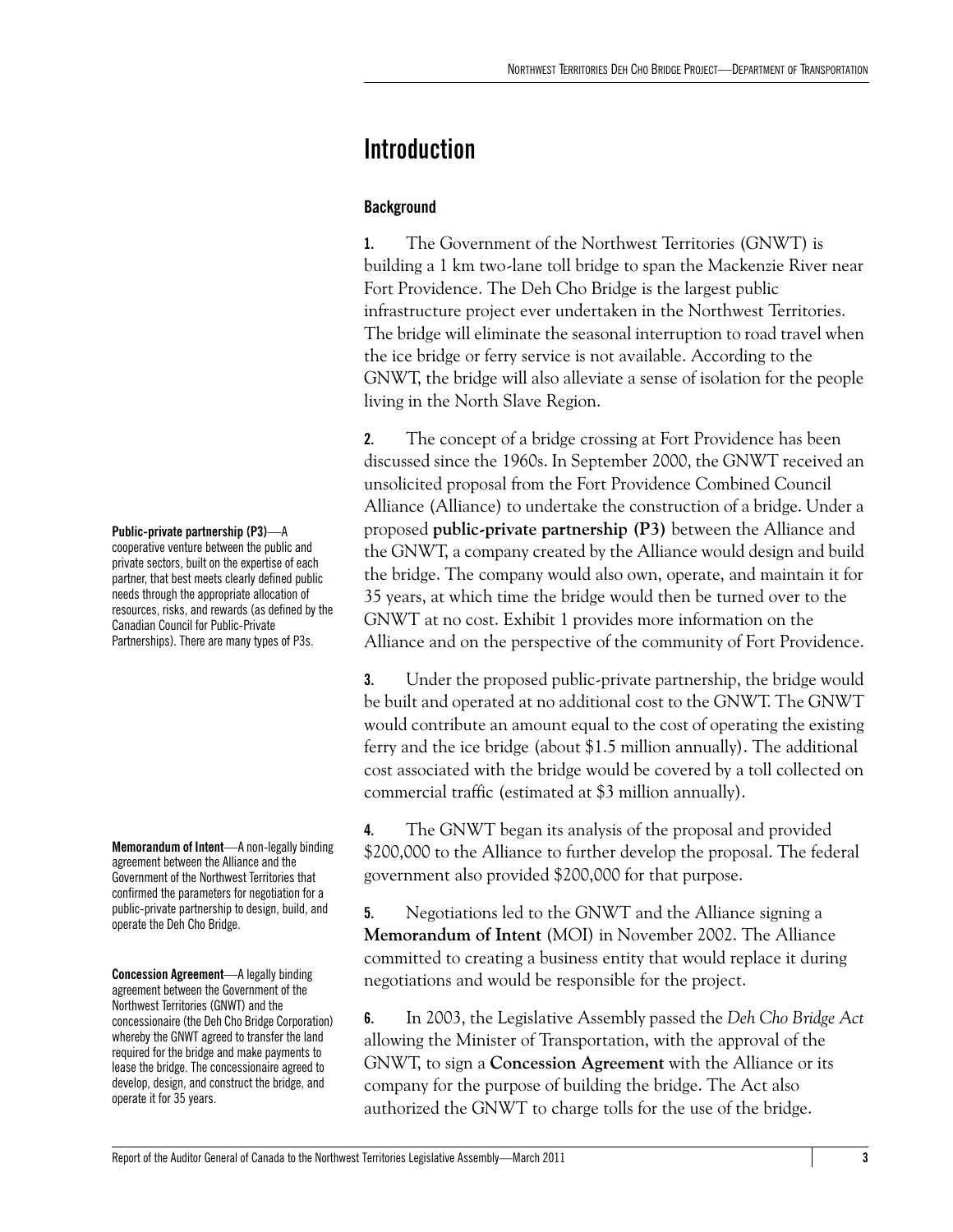# Introduction

## Background

**1.** The Government of the Northwest Territories (GNWT) is building a 1 km two-lane toll bridge to span the Mackenzie River near Fort Providence. The Deh Cho Bridge is the largest public infrastructure project ever undertaken in the Northwest Territories. The bridge will eliminate the seasonal interruption to road travel when the ice bridge or ferry service is not available. According to the GNWT, the bridge will also alleviate a sense of isolation for the people living in the North Slave Region.

**2.** The concept of a bridge crossing at Fort Providence has been discussed since the 1960s. In September 2000, the GNWT received an unsolicited proposal from the Fort Providence Combined Council Alliance (Alliance) to undertake the construction of a bridge. Under a proposed **public-private partnership (P3)** between the Alliance and the GNWT, a company created by the Alliance would design and build the bridge. The company would also own, operate, and maintain it for 35 years, at which time the bridge would then be turned over to the GNWT at no cost. Exhibit 1 provides more information on the Alliance and on the perspective of the community of Fort Providence.

**Public-private partnership (P3)**—A cooperative venture between the public and private sectors, built on the expertise of each partner, that best meets clearly defined public needs through the appropriate allocation of resources, risks, and rewards (as defined by the Canadian Council for Public-Private Partnerships). There are many types of P3s.

**3.** Under the proposed public-private partnership, the bridge would be built and operated at no additional cost to the GNWT. The GNWT would contribute an amount equal to the cost of operating the existing ferry and the ice bridge (about $1.5 million annually). The additional cost associated with the bridge would be covered by a toll collected on commercial traffic (estimated at $3 million annually).

**4.** The GNWT began its analysis of the proposal and provided $200,000 to the Alliance to further develop the proposal. The federal government also provided $200,000 for that purpose.

**5.** Negotiations led to the GNWT and the Alliance signing a **Memorandum of Intent** (MOI) in November 2002. The Alliance committed to creating a business entity that would replace it during negotiations and would be responsible for the project.

**Memorandum of Intent**—A non-legally binding agreement between the Alliance and the Government of the Northwest Territories that confirmed the parameters for negotiation for a public-private partnership to design, build, and operate the Deh Cho Bridge.

**6.** In 2003, the Legislative Assembly passed the *Deh Cho Bridge Act* allowing the Minister of Transportation, with the approval of the GNWT, to sign a **Concession Agreement** with the Alliance or its company for the purpose of building the bridge. The Act also authorized the GNWT to charge tolls for the use of the bridge.

**Concession Agreement**—A legally binding agreement between the Government of the Northwest Territories (GNWT) and the concessionaire (the Deh Cho Bridge Corporation) whereby the GNWT agreed to transfer the land required for the bridge and make payments to lease the bridge. The concessionaire agreed to develop, design, and construct the bridge, and operate it for 35 years.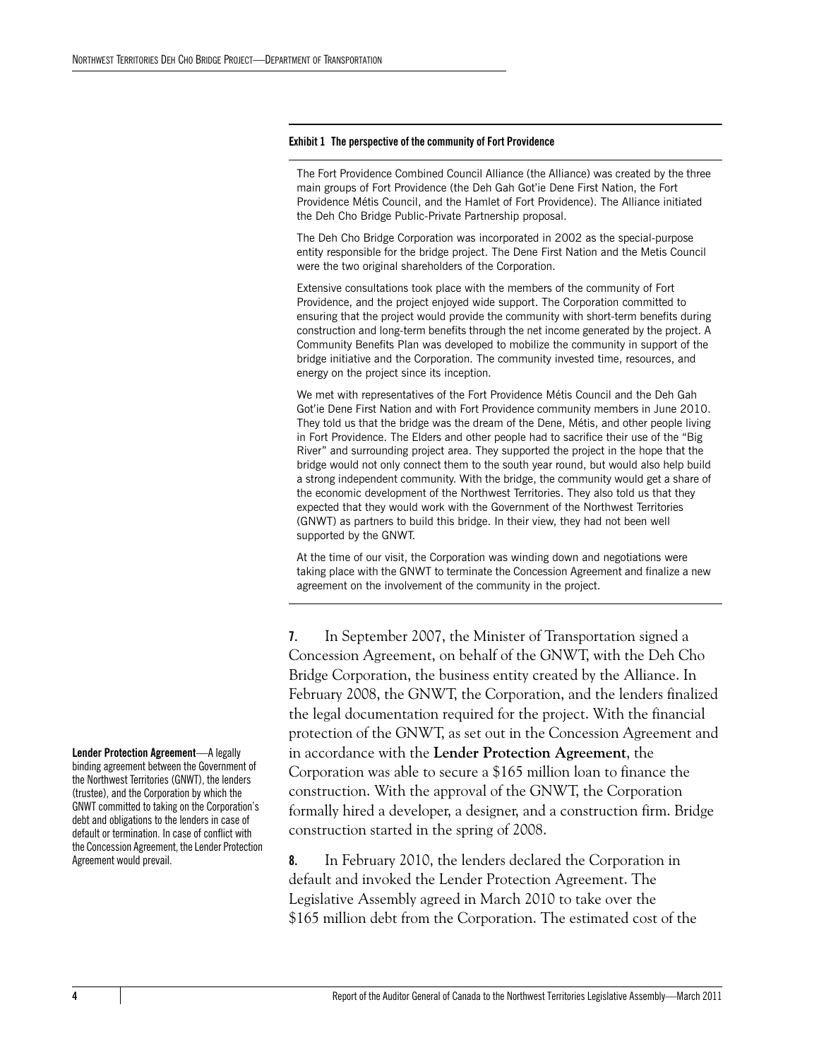**Exhibit 1 The perspective of the community of Fort Providence**

The Fort Providence Combined Council Alliance (the Alliance) was created by the three main groups of Fort Providence (the Deh Gah Got'ie Dene First Nation, the Fort Providence Métis Council, and the Hamlet of Fort Providence). The Alliance initiated the Deh Cho Bridge Public-Private Partnership proposal.

The Deh Cho Bridge Corporation was incorporated in 2002 as the special-purpose entity responsible for the bridge project. The Dene First Nation and the Metis Council were the two original shareholders of the Corporation.

Extensive consultations took place with the members of the community of Fort Providence, and the project enjoyed wide support. The Corporation committed to ensuring that the project would provide the community with short-term benefits during construction and long-term benefits through the net income generated by the project. A Community Benefits Plan was developed to mobilize the community in support of the bridge initiative and the Corporation. The community invested time, resources, and energy on the project since its inception.

We met with representatives of the Fort Providence Métis Council and the Deh Gah Got'ie Dene First Nation and with Fort Providence community members in June 2010. They told us that the bridge was the dream of the Dene, Métis, and other people living in Fort Providence. The Elders and other people had to sacrifice their use of the "Big River" and surrounding project area. They supported the project in the hope that the bridge would not only connect them to the south year round, but would also help build a strong independent community. With the bridge, the community would get a share of the economic development of the Northwest Territories. They also told us that they expected that they would work with the Government of the Northwest Territories (GNWT) as partners to build this bridge. In their view, they had not been well supported by the GNWT.

At the time of our visit, the Corporation was winding down and negotiations were taking place with the GNWT to terminate the Concession Agreement and finalize a new agreement on the involvement of the community in the project.

**7.** In September 2007, the Minister of Transportation signed a Concession Agreement, on behalf of the GNWT, with the Deh Cho Bridge Corporation, the business entity created by the Alliance. In February 2008, the GNWT, the Corporation, and the lenders finalized the legal documentation required for the project. With the financial protection of the GNWT, as set out in the Concession Agreement and in accordance with the **Lender Protection Agreement**, the Corporation was able to secure a $165 million loan to finance the construction. With the approval of the GNWT, the Corporation formally hired a developer, a designer, and a construction firm. Bridge construction started in the spring of 2008.

**Lender Protection Agreement**—A legally binding agreement between the Government of the Northwest Territories (GNWT), the lenders (trustee), and the Corporation by which the GNWT committed to taking on the Corporation's debt and obligations to the lenders in case of default or termination. In case of conflict with the Concession Agreement, the Lender Protection Agreement would prevail.

**8.** In February 2010, the lenders declared the Corporation in default and invoked the Lender Protection Agreement. The Legislative Assembly agreed in March 2010 to take over the $165 million debt from the Corporation. The estimated cost of the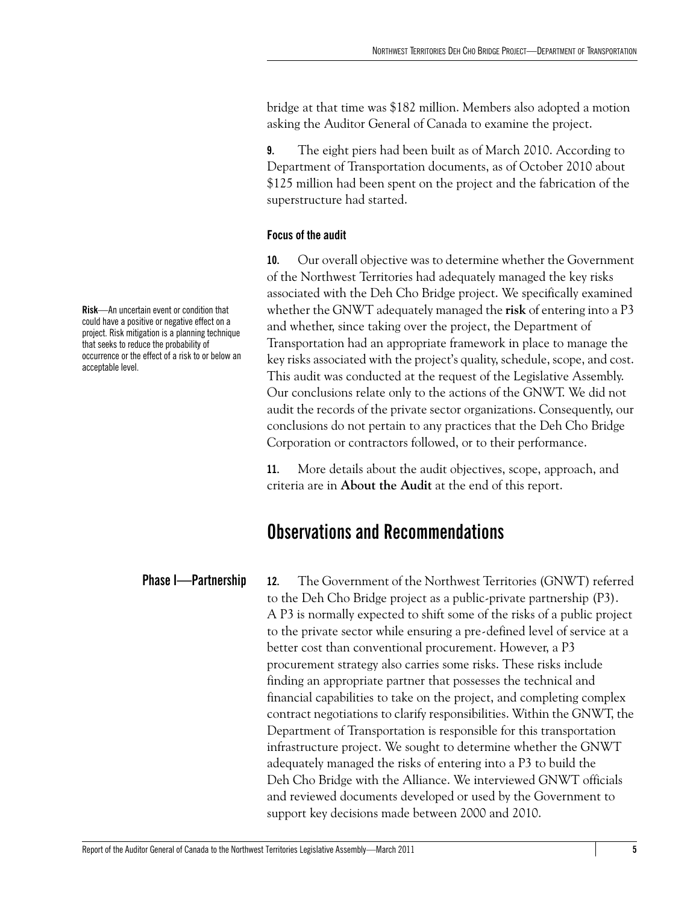bridge at that time was $182 million. Members also adopted a motion asking the Auditor General of Canada to examine the project.

**9.** The eight piers had been built as of March 2010. According to Department of Transportation documents, as of October 2010 about $125 million had been spent on the project and the fabrication of the superstructure had started.

### Focus of the audit

**Risk**—An uncertain event or condition that could have a positive or negative effect on a project. Risk mitigation is a planning technique that seeks to reduce the probability of occurrence or the effect of a risk to or below an acceptable level.

**10.** Our overall objective was to determine whether the Government of the Northwest Territories had adequately managed the key risks associated with the Deh Cho Bridge project. We specifically examined whether the GNWT adequately managed the **risk** of entering into a P3 and whether, since taking over the project, the Department of Transportation had an appropriate framework in place to manage the key risks associated with the project's quality, schedule, scope, and cost. This audit was conducted at the request of the Legislative Assembly. Our conclusions relate only to the actions of the GNWT. We did not audit the records of the private sector organizations. Consequently, our conclusions do not pertain to any practices that the Deh Cho Bridge Corporation or contractors followed, or to their performance.

**11.** More details about the audit objectives, scope, approach, and criteria are in **About the Audit** at the end of this report.

## Observations and Recommendations

### Phase I—Partnership

**12.** The Government of the Northwest Territories (GNWT) referred to the Deh Cho Bridge project as a public-private partnership (P3). A P3 is normally expected to shift some of the risks of a public project to the private sector while ensuring a pre-defined level of service at a better cost than conventional procurement. However, a P3 procurement strategy also carries some risks. These risks include finding an appropriate partner that possesses the technical and financial capabilities to take on the project, and completing complex contract negotiations to clarify responsibilities. Within the GNWT, the Department of Transportation is responsible for this transportation infrastructure project. We sought to determine whether the GNWT adequately managed the risks of entering into a P3 to build the Deh Cho Bridge with the Alliance. We interviewed GNWT officials and reviewed documents developed or used by the Government to support key decisions made between 2000 and 2010.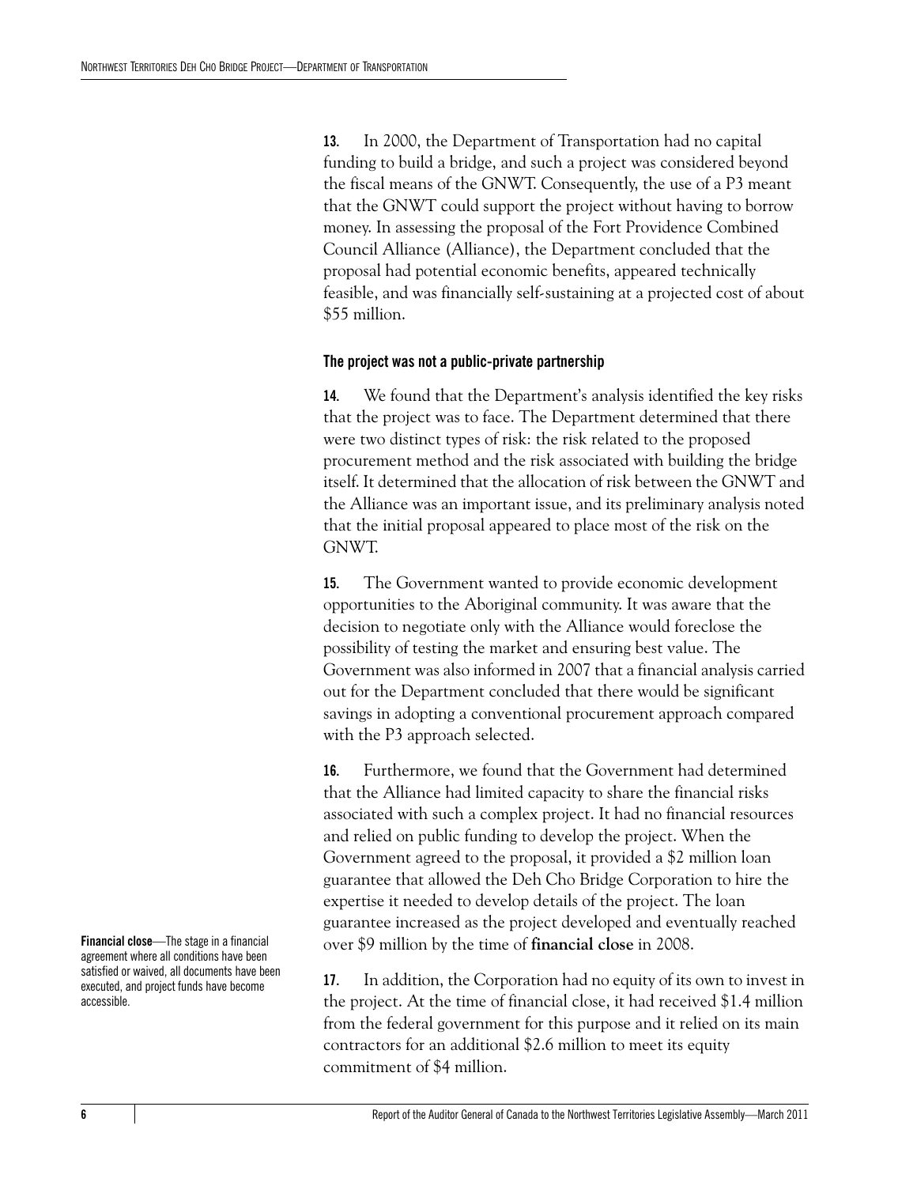**13.** In 2000, the Department of Transportation had no capital funding to build a bridge, and such a project was considered beyond the fiscal means of the GNWT. Consequently, the use of a P3 meant that the GNWT could support the project without having to borrow money. In assessing the proposal of the Fort Providence Combined Council Alliance (Alliance), the Department concluded that the proposal had potential economic benefits, appeared technically feasible, and was financially self-sustaining at a projected cost of about \$55 million.

### The project was not a public-private partnership

**14.** We found that the Department's analysis identified the key risks that the project was to face. The Department determined that there were two distinct types of risk: the risk related to the proposed procurement method and the risk associated with building the bridge itself. It determined that the allocation of risk between the GNWT and the Alliance was an important issue, and its preliminary analysis noted that the initial proposal appeared to place most of the risk on the GNWT.

**15.** The Government wanted to provide economic development opportunities to the Aboriginal community. It was aware that the decision to negotiate only with the Alliance would foreclose the possibility of testing the market and ensuring best value. The Government was also informed in 2007 that a financial analysis carried out for the Department concluded that there would be significant savings in adopting a conventional procurement approach compared with the P3 approach selected.

**16.** Furthermore, we found that the Government had determined that the Alliance had limited capacity to share the financial risks associated with such a complex project. It had no financial resources and relied on public funding to develop the project. When the Government agreed to the proposal, it provided a \$2 million loan guarantee that allowed the Deh Cho Bridge Corporation to hire the expertise it needed to develop details of the project. The loan guarantee increased as the project developed and eventually reached over \$9 million by the time of **financial close** in 2008.

**Financial close**—The stage in a financial agreement where all conditions have been satisfied or waived, all documents have been executed, and project funds have become accessible.

**17.** In addition, the Corporation had no equity of its own to invest in the project. At the time of financial close, it had received \$1.4 million from the federal government for this purpose and it relied on its main contractors for an additional \$2.6 million to meet its equity commitment of \$4 million.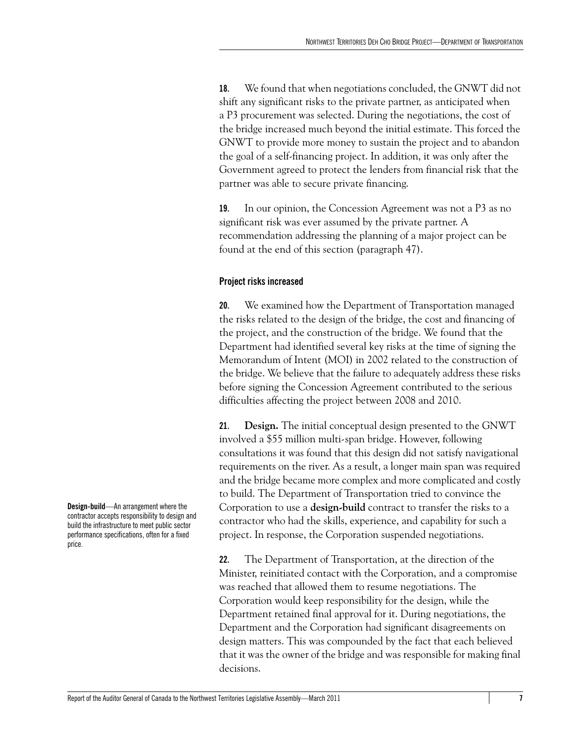**18.** We found that when negotiations concluded, the GNWT did not shift any significant risks to the private partner, as anticipated when a P3 procurement was selected. During the negotiations, the cost of the bridge increased much beyond the initial estimate. This forced the GNWT to provide more money to sustain the project and to abandon the goal of a self-financing project. In addition, it was only after the Government agreed to protect the lenders from financial risk that the partner was able to secure private financing.

**19.** In our opinion, the Concession Agreement was not a P3 as no significant risk was ever assumed by the private partner. A recommendation addressing the planning of a major project can be found at the end of this section (paragraph 47).

### Project risks increased

**20.** We examined how the Department of Transportation managed the risks related to the design of the bridge, the cost and financing of the project, and the construction of the bridge. We found that the Department had identified several key risks at the time of signing the Memorandum of Intent (MOI) in 2002 related to the construction of the bridge. We believe that the failure to adequately address these risks before signing the Concession Agreement contributed to the serious difficulties affecting the project between 2008 and 2010.

**21.** **Design.** The initial conceptual design presented to the GNWT involved a $55 million multi-span bridge. However, following consultations it was found that this design did not satisfy navigational requirements on the river. As a result, a longer main span was required and the bridge became more complex and more complicated and costly to build. The Department of Transportation tried to convince the Corporation to use a **design-build** contract to transfer the risks to a contractor who had the skills, experience, and capability for such a project. In response, the Corporation suspended negotiations.

**Design-build**—An arrangement where the contractor accepts responsibility to design and build the infrastructure to meet public sector performance specifications, often for a fixed price.

**22.** The Department of Transportation, at the direction of the Minister, reinitiated contact with the Corporation, and a compromise was reached that allowed them to resume negotiations. The Corporation would keep responsibility for the design, while the Department retained final approval for it. During negotiations, the Department and the Corporation had significant disagreements on design matters. This was compounded by the fact that each believed that it was the owner of the bridge and was responsible for making final decisions.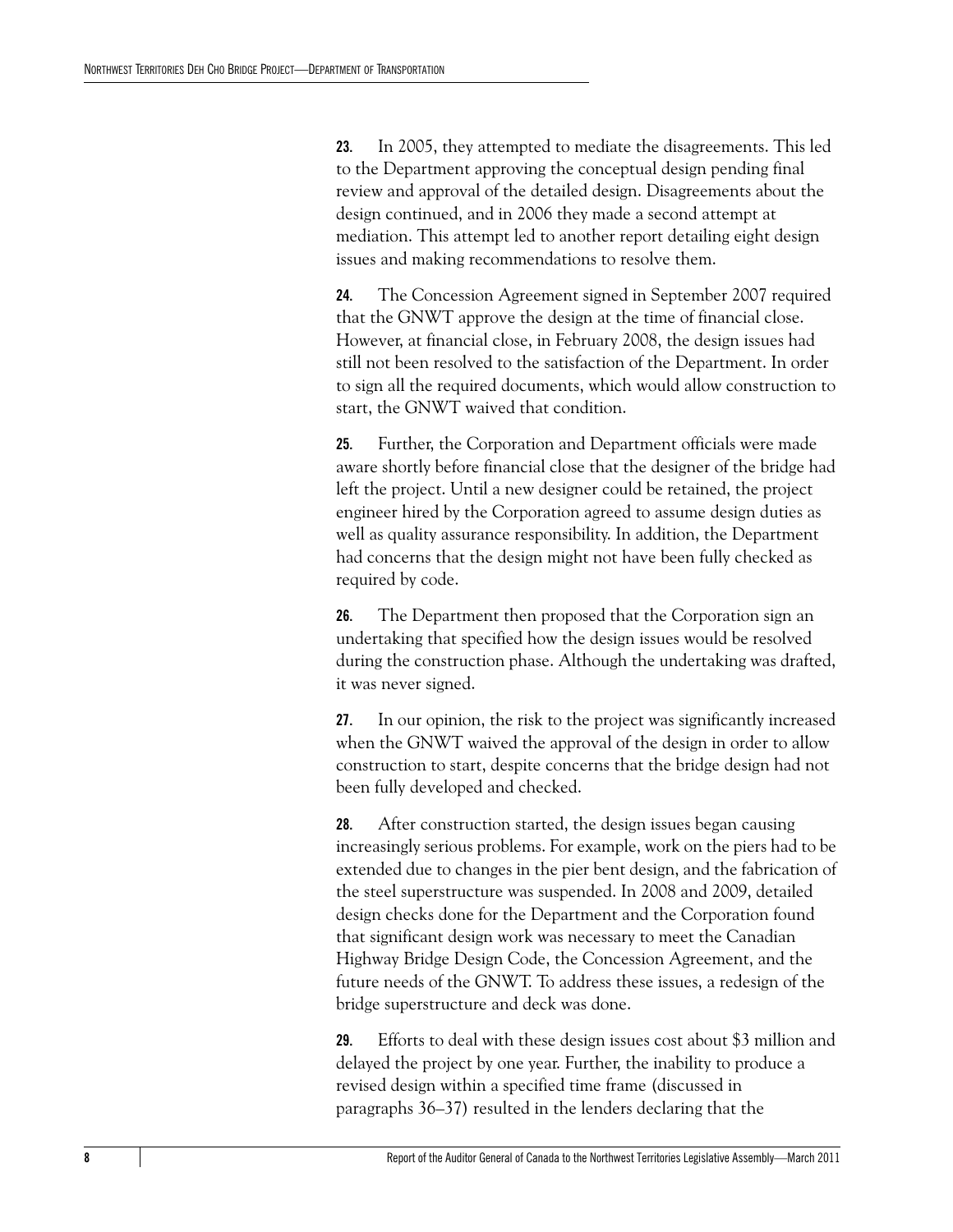**23.** In 2005, they attempted to mediate the disagreements. This led to the Department approving the conceptual design pending final review and approval of the detailed design. Disagreements about the design continued, and in 2006 they made a second attempt at mediation. This attempt led to another report detailing eight design issues and making recommendations to resolve them.

**24.** The Concession Agreement signed in September 2007 required that the GNWT approve the design at the time of financial close. However, at financial close, in February 2008, the design issues had still not been resolved to the satisfaction of the Department. In order to sign all the required documents, which would allow construction to start, the GNWT waived that condition.

**25.** Further, the Corporation and Department officials were made aware shortly before financial close that the designer of the bridge had left the project. Until a new designer could be retained, the project engineer hired by the Corporation agreed to assume design duties as well as quality assurance responsibility. In addition, the Department had concerns that the design might not have been fully checked as required by code.

**26.** The Department then proposed that the Corporation sign an undertaking that specified how the design issues would be resolved during the construction phase. Although the undertaking was drafted, it was never signed.

**27.** In our opinion, the risk to the project was significantly increased when the GNWT waived the approval of the design in order to allow construction to start, despite concerns that the bridge design had not been fully developed and checked.

**28.** After construction started, the design issues began causing increasingly serious problems. For example, work on the piers had to be extended due to changes in the pier bent design, and the fabrication of the steel superstructure was suspended. In 2008 and 2009, detailed design checks done for the Department and the Corporation found that significant design work was necessary to meet the Canadian Highway Bridge Design Code, the Concession Agreement, and the future needs of the GNWT. To address these issues, a redesign of the bridge superstructure and deck was done.

**29.** Efforts to deal with these design issues cost about $3 million and delayed the project by one year. Further, the inability to produce a revised design within a specified time frame (discussed in paragraphs 36–37) resulted in the lenders declaring that the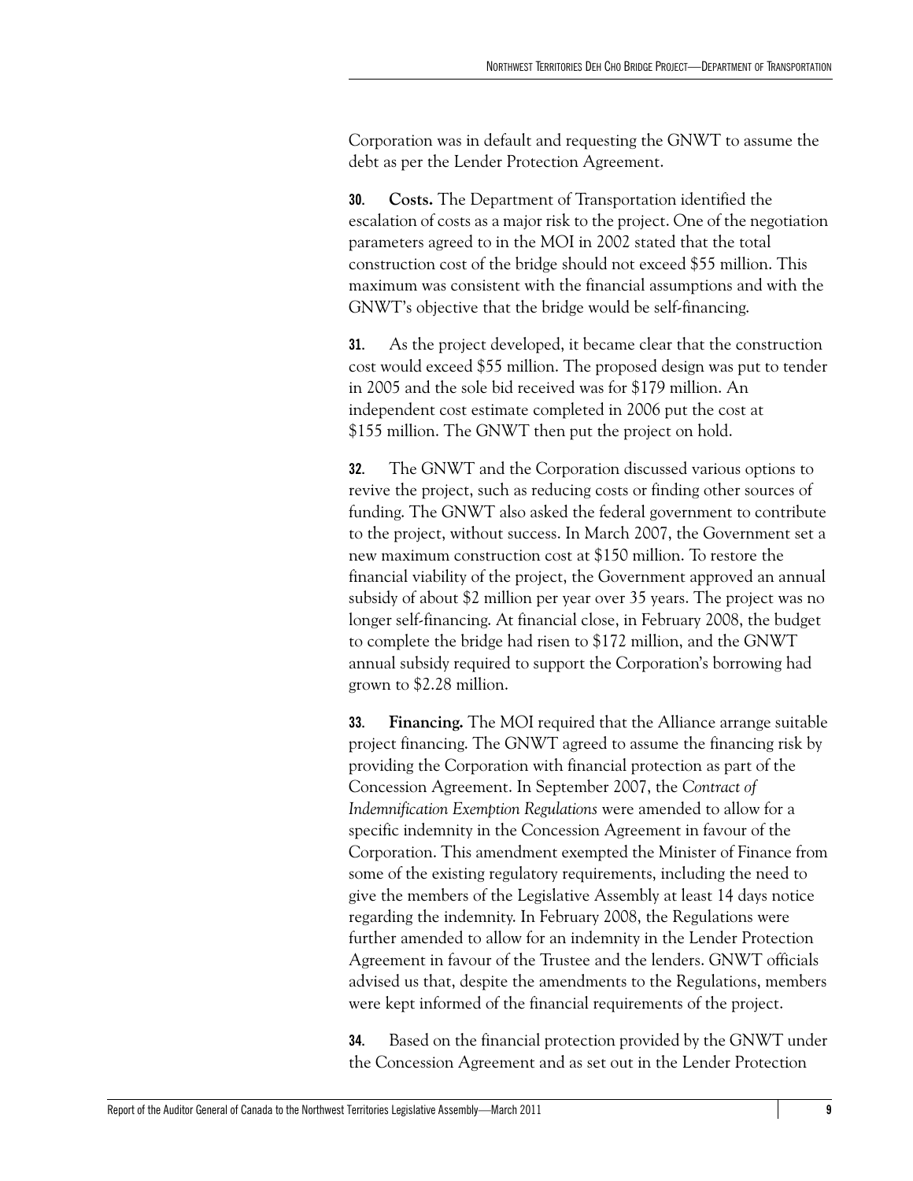Corporation was in default and requesting the GNWT to assume the debt as per the Lender Protection Agreement.

**30.** **Costs.** The Department of Transportation identified the escalation of costs as a major risk to the project. One of the negotiation parameters agreed to in the MOI in 2002 stated that the total construction cost of the bridge should not exceed $55 million. This maximum was consistent with the financial assumptions and with the GNWT's objective that the bridge would be self-financing.

**31.** As the project developed, it became clear that the construction cost would exceed $55 million. The proposed design was put to tender in 2005 and the sole bid received was for $179 million. An independent cost estimate completed in 2006 put the cost at $155 million. The GNWT then put the project on hold.

**32.** The GNWT and the Corporation discussed various options to revive the project, such as reducing costs or finding other sources of funding. The GNWT also asked the federal government to contribute to the project, without success. In March 2007, the Government set a new maximum construction cost at $150 million. To restore the financial viability of the project, the Government approved an annual subsidy of about $2 million per year over 35 years. The project was no longer self-financing. At financial close, in February 2008, the budget to complete the bridge had risen to $172 million, and the GNWT annual subsidy required to support the Corporation's borrowing had grown to $2.28 million.

**33.** **Financing.** The MOI required that the Alliance arrange suitable project financing. The GNWT agreed to assume the financing risk by providing the Corporation with financial protection as part of the Concession Agreement. In September 2007, the *Contract of Indemnification Exemption Regulations* were amended to allow for a specific indemnity in the Concession Agreement in favour of the Corporation. This amendment exempted the Minister of Finance from some of the existing regulatory requirements, including the need to give the members of the Legislative Assembly at least 14 days notice regarding the indemnity. In February 2008, the Regulations were further amended to allow for an indemnity in the Lender Protection Agreement in favour of the Trustee and the lenders. GNWT officials advised us that, despite the amendments to the Regulations, members were kept informed of the financial requirements of the project.

**34.** Based on the financial protection provided by the GNWT under the Concession Agreement and as set out in the Lender Protection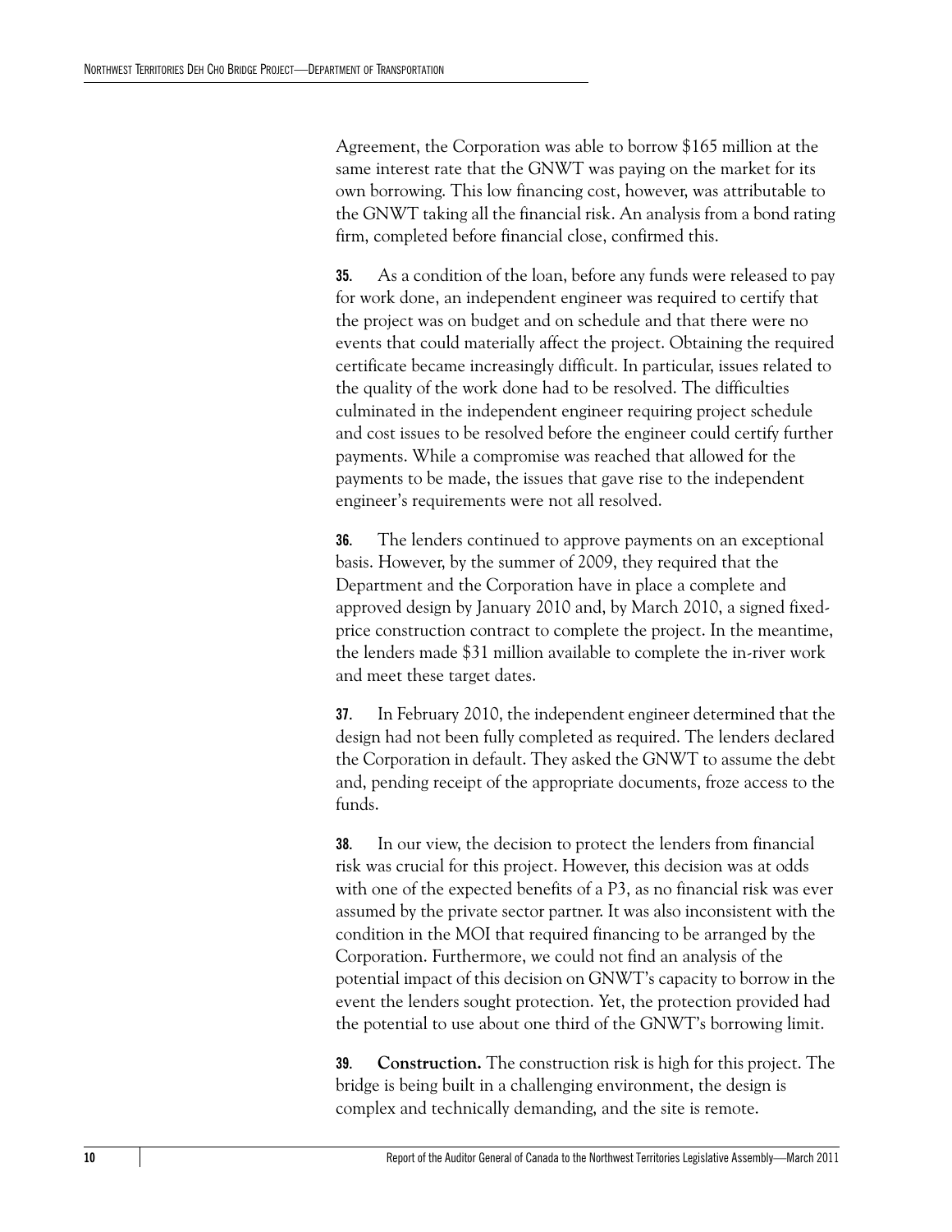Agreement, the Corporation was able to borrow $165 million at the same interest rate that the GNWT was paying on the market for its own borrowing. This low financing cost, however, was attributable to the GNWT taking all the financial risk. An analysis from a bond rating firm, completed before financial close, confirmed this.

**35.** As a condition of the loan, before any funds were released to pay for work done, an independent engineer was required to certify that the project was on budget and on schedule and that there were no events that could materially affect the project. Obtaining the required certificate became increasingly difficult. In particular, issues related to the quality of the work done had to be resolved. The difficulties culminated in the independent engineer requiring project schedule and cost issues to be resolved before the engineer could certify further payments. While a compromise was reached that allowed for the payments to be made, the issues that gave rise to the independent engineer's requirements were not all resolved.

**36.** The lenders continued to approve payments on an exceptional basis. However, by the summer of 2009, they required that the Department and the Corporation have in place a complete and approved design by January 2010 and, by March 2010, a signed fixed-price construction contract to complete the project. In the meantime, the lenders made $31 million available to complete the in-river work and meet these target dates.

**37.** In February 2010, the independent engineer determined that the design had not been fully completed as required. The lenders declared the Corporation in default. They asked the GNWT to assume the debt and, pending receipt of the appropriate documents, froze access to the funds.

**38.** In our view, the decision to protect the lenders from financial risk was crucial for this project. However, this decision was at odds with one of the expected benefits of a P3, as no financial risk was ever assumed by the private sector partner. It was also inconsistent with the condition in the MOI that required financing to be arranged by the Corporation. Furthermore, we could not find an analysis of the potential impact of this decision on GNWT's capacity to borrow in the event the lenders sought protection. Yet, the protection provided had the potential to use about one third of the GNWT's borrowing limit.

**39.** **Construction.** The construction risk is high for this project. The bridge is being built in a challenging environment, the design is complex and technically demanding, and the site is remote.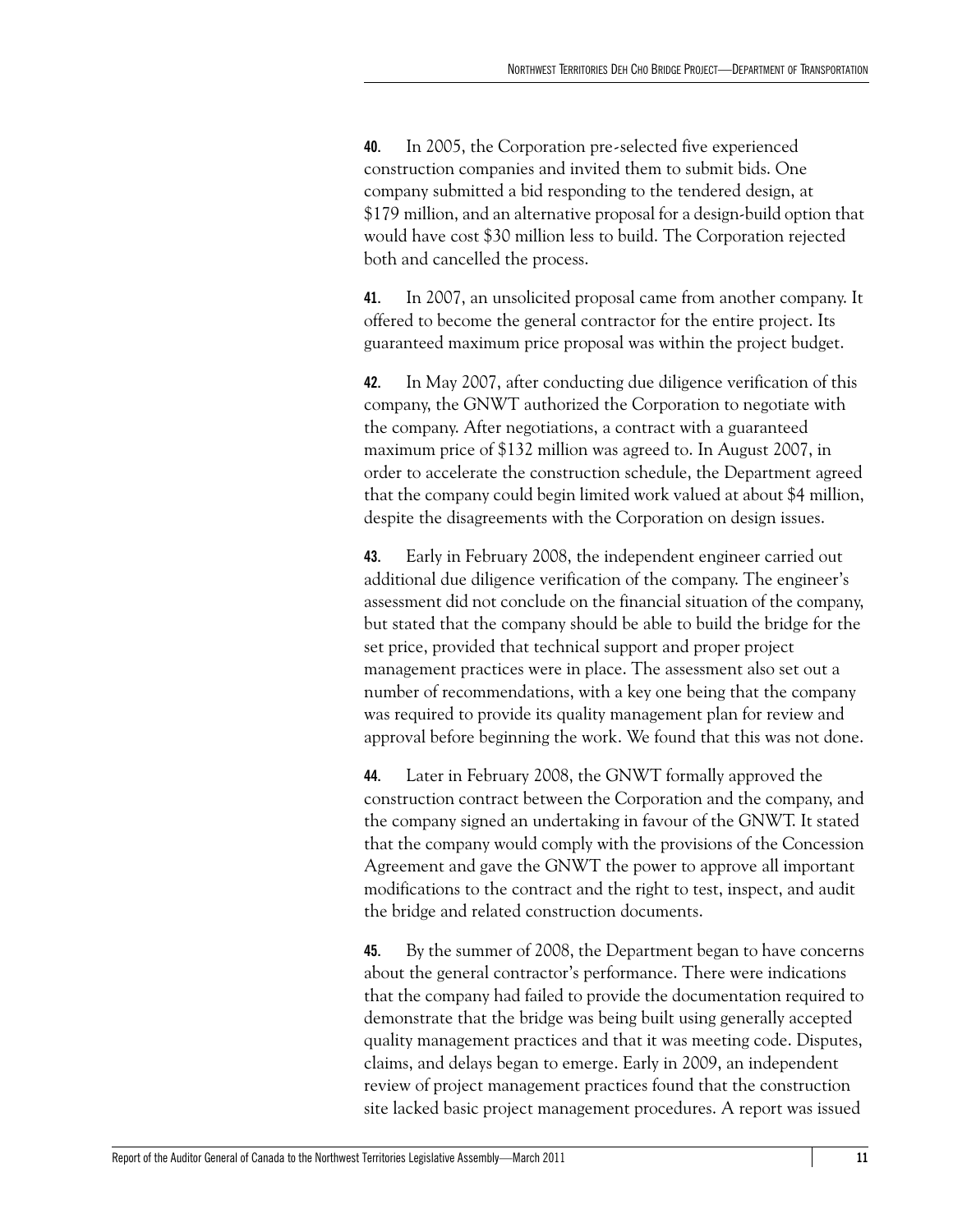**40.** In 2005, the Corporation pre-selected five experienced construction companies and invited them to submit bids. One company submitted a bid responding to the tendered design, at $179 million, and an alternative proposal for a design-build option that would have cost $30 million less to build. The Corporation rejected both and cancelled the process.

**41.** In 2007, an unsolicited proposal came from another company. It offered to become the general contractor for the entire project. Its guaranteed maximum price proposal was within the project budget.

**42.** In May 2007, after conducting due diligence verification of this company, the GNWT authorized the Corporation to negotiate with the company. After negotiations, a contract with a guaranteed maximum price of $132 million was agreed to. In August 2007, in order to accelerate the construction schedule, the Department agreed that the company could begin limited work valued at about $4 million, despite the disagreements with the Corporation on design issues.

**43.** Early in February 2008, the independent engineer carried out additional due diligence verification of the company. The engineer's assessment did not conclude on the financial situation of the company, but stated that the company should be able to build the bridge for the set price, provided that technical support and proper project management practices were in place. The assessment also set out a number of recommendations, with a key one being that the company was required to provide its quality management plan for review and approval before beginning the work. We found that this was not done.

**44.** Later in February 2008, the GNWT formally approved the construction contract between the Corporation and the company, and the company signed an undertaking in favour of the GNWT. It stated that the company would comply with the provisions of the Concession Agreement and gave the GNWT the power to approve all important modifications to the contract and the right to test, inspect, and audit the bridge and related construction documents.

**45.** By the summer of 2008, the Department began to have concerns about the general contractor's performance. There were indications that the company had failed to provide the documentation required to demonstrate that the bridge was being built using generally accepted quality management practices and that it was meeting code. Disputes, claims, and delays began to emerge. Early in 2009, an independent review of project management practices found that the construction site lacked basic project management procedures. A report was issued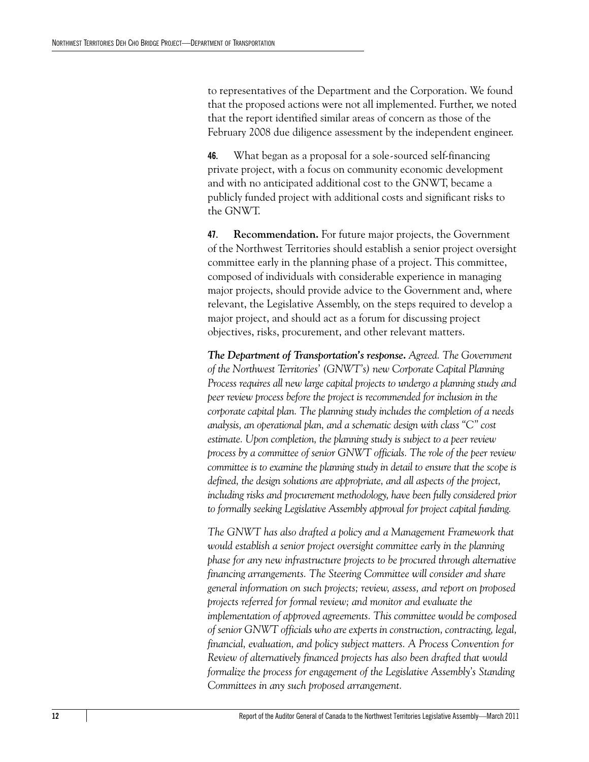to representatives of the Department and the Corporation. We found that the proposed actions were not all implemented. Further, we noted that the report identified similar areas of concern as those of the February 2008 due diligence assessment by the independent engineer.

**46.** What began as a proposal for a sole-sourced self-financing private project, with a focus on community economic development and with no anticipated additional cost to the GNWT, became a publicly funded project with additional costs and significant risks to the GNWT.

**47.** **Recommendation.** For future major projects, the Government of the Northwest Territories should establish a senior project oversight committee early in the planning phase of a project. This committee, composed of individuals with considerable experience in managing major projects, should provide advice to the Government and, where relevant, the Legislative Assembly, on the steps required to develop a major project, and should act as a forum for discussing project objectives, risks, procurement, and other relevant matters.

***The Department of Transportation's response.*** *Agreed. The Government of the Northwest Territories' (GNWT's) new Corporate Capital Planning Process requires all new large capital projects to undergo a planning study and peer review process before the project is recommended for inclusion in the corporate capital plan. The planning study includes the completion of a needs analysis, an operational plan, and a schematic design with class "C" cost estimate. Upon completion, the planning study is subject to a peer review process by a committee of senior GNWT officials. The role of the peer review committee is to examine the planning study in detail to ensure that the scope is defined, the design solutions are appropriate, and all aspects of the project, including risks and procurement methodology, have been fully considered prior to formally seeking Legislative Assembly approval for project capital funding.*

*The GNWT has also drafted a policy and a Management Framework that would establish a senior project oversight committee early in the planning phase for any new infrastructure projects to be procured through alternative financing arrangements. The Steering Committee will consider and share general information on such projects; review, assess, and report on proposed projects referred for formal review; and monitor and evaluate the implementation of approved agreements. This committee would be composed of senior GNWT officials who are experts in construction, contracting, legal, financial, evaluation, and policy subject matters. A Process Convention for Review of alternatively financed projects has also been drafted that would formalize the process for engagement of the Legislative Assembly's Standing Committees in any such proposed arrangement.*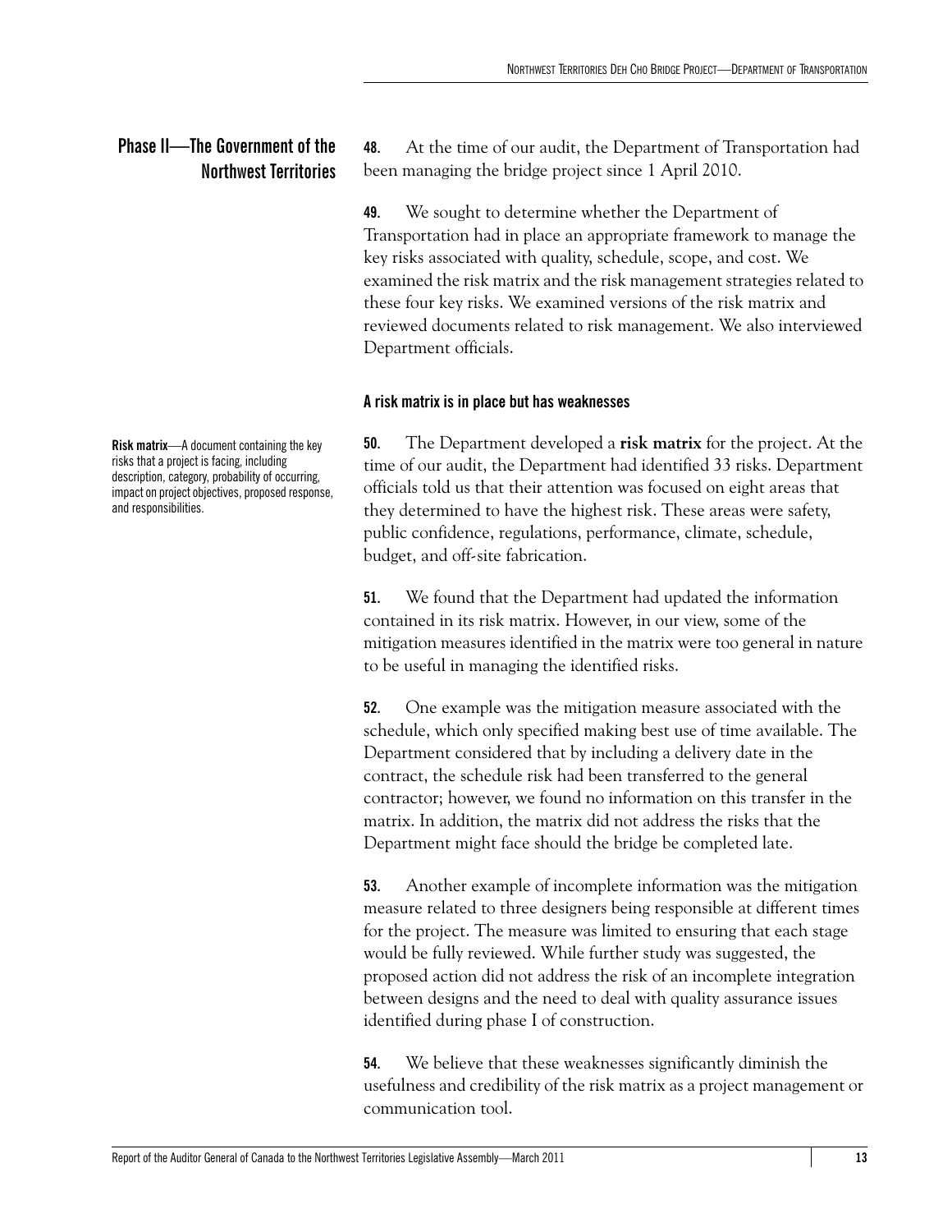## Phase II—The Government of the Northwest Territories

**48.** At the time of our audit, the Department of Transportation had been managing the bridge project since 1 April 2010.

**49.** We sought to determine whether the Department of Transportation had in place an appropriate framework to manage the key risks associated with quality, schedule, scope, and cost. We examined the risk matrix and the risk management strategies related to these four key risks. We examined versions of the risk matrix and reviewed documents related to risk management. We also interviewed Department officials.

### A risk matrix is in place but has weaknesses

**Risk matrix**—A document containing the key risks that a project is facing, including description, category, probability of occurring, impact on project objectives, proposed response, and responsibilities.

**50.** The Department developed a **risk matrix** for the project. At the time of our audit, the Department had identified 33 risks. Department officials told us that their attention was focused on eight areas that they determined to have the highest risk. These areas were safety, public confidence, regulations, performance, climate, schedule, budget, and off-site fabrication.

**51.** We found that the Department had updated the information contained in its risk matrix. However, in our view, some of the mitigation measures identified in the matrix were too general in nature to be useful in managing the identified risks.

**52.** One example was the mitigation measure associated with the schedule, which only specified making best use of time available. The Department considered that by including a delivery date in the contract, the schedule risk had been transferred to the general contractor; however, we found no information on this transfer in the matrix. In addition, the matrix did not address the risks that the Department might face should the bridge be completed late.

**53.** Another example of incomplete information was the mitigation measure related to three designers being responsible at different times for the project. The measure was limited to ensuring that each stage would be fully reviewed. While further study was suggested, the proposed action did not address the risk of an incomplete integration between designs and the need to deal with quality assurance issues identified during phase I of construction.

**54.** We believe that these weaknesses significantly diminish the usefulness and credibility of the risk matrix as a project management or communication tool.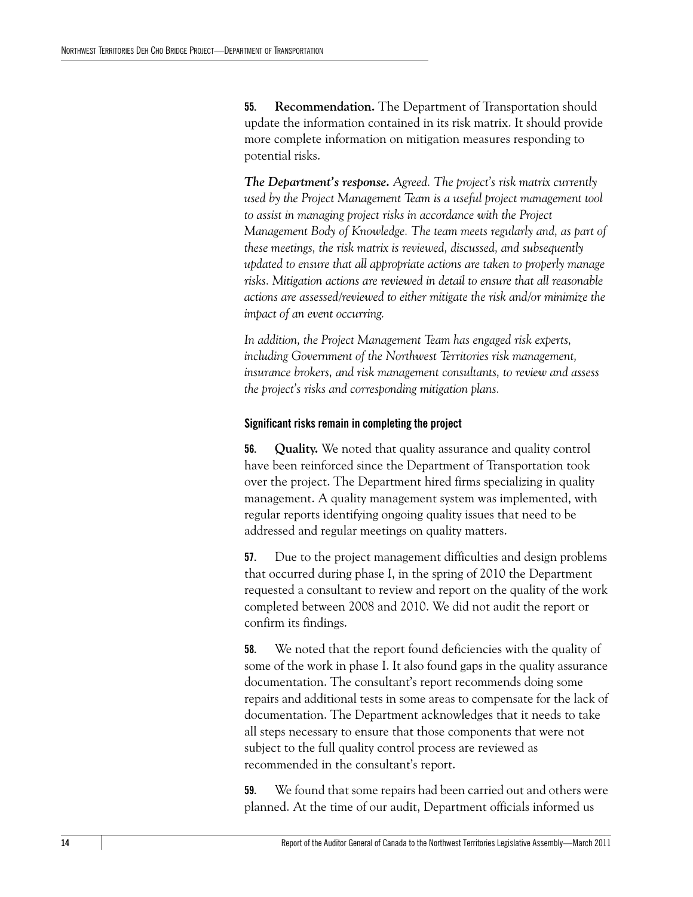**55. Recommendation.** The Department of Transportation should update the information contained in its risk matrix. It should provide more complete information on mitigation measures responding to potential risks.

***The Department's response.*** *Agreed. The project's risk matrix currently used by the Project Management Team is a useful project management tool to assist in managing project risks in accordance with the Project Management Body of Knowledge. The team meets regularly and, as part of these meetings, the risk matrix is reviewed, discussed, and subsequently updated to ensure that all appropriate actions are taken to properly manage risks. Mitigation actions are reviewed in detail to ensure that all reasonable actions are assessed/reviewed to either mitigate the risk and/or minimize the impact of an event occurring.*

*In addition, the Project Management Team has engaged risk experts, including Government of the Northwest Territories risk management, insurance brokers, and risk management consultants, to review and assess the project's risks and corresponding mitigation plans.*

#### Significant risks remain in completing the project

**56. Quality.** We noted that quality assurance and quality control have been reinforced since the Department of Transportation took over the project. The Department hired firms specializing in quality management. A quality management system was implemented, with regular reports identifying ongoing quality issues that need to be addressed and regular meetings on quality matters.

**57.** Due to the project management difficulties and design problems that occurred during phase I, in the spring of 2010 the Department requested a consultant to review and report on the quality of the work completed between 2008 and 2010. We did not audit the report or confirm its findings.

**58.** We noted that the report found deficiencies with the quality of some of the work in phase I. It also found gaps in the quality assurance documentation. The consultant's report recommends doing some repairs and additional tests in some areas to compensate for the lack of documentation. The Department acknowledges that it needs to take all steps necessary to ensure that those components that were not subject to the full quality control process are reviewed as recommended in the consultant's report.

**59.** We found that some repairs had been carried out and others were planned. At the time of our audit, Department officials informed us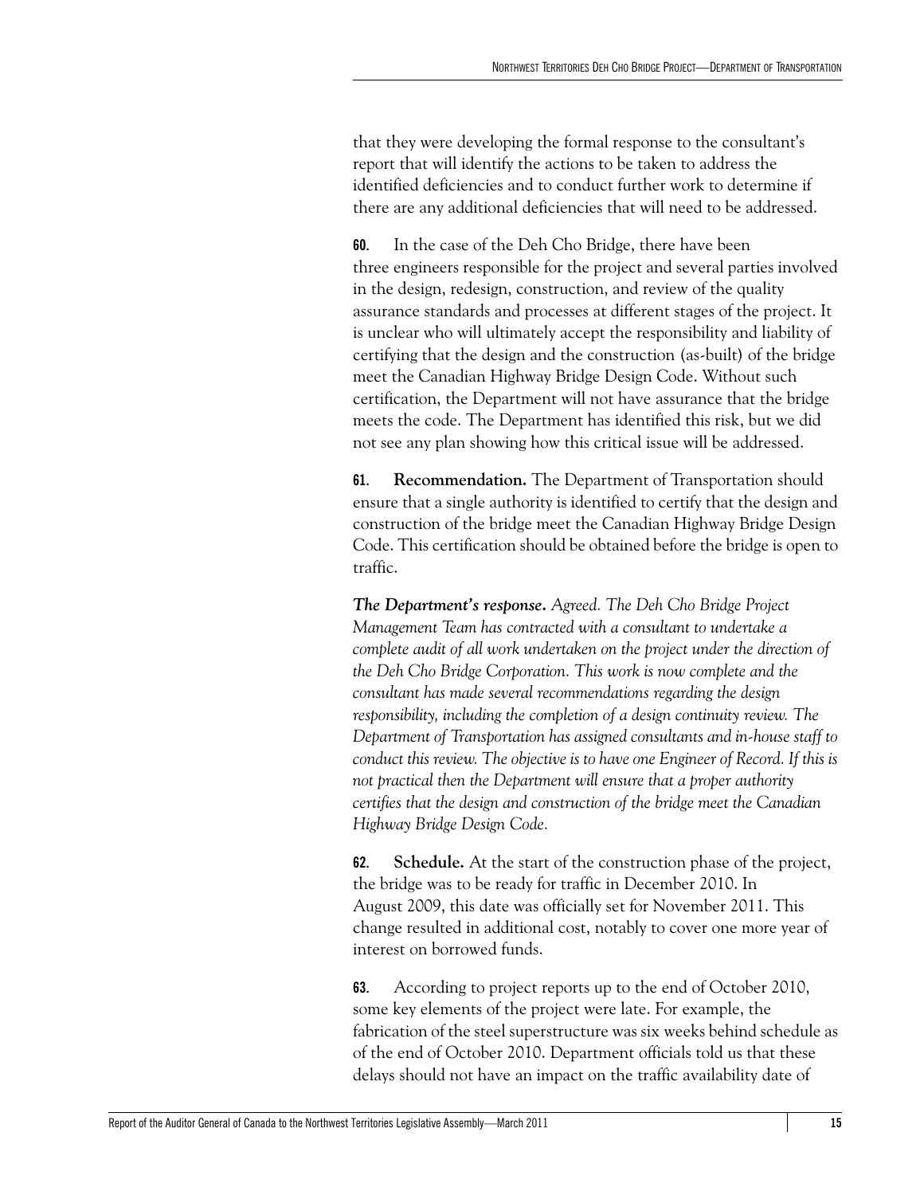that they were developing the formal response to the consultant's report that will identify the actions to be taken to address the identified deficiencies and to conduct further work to determine if there are any additional deficiencies that will need to be addressed.

**60.** In the case of the Deh Cho Bridge, there have been three engineers responsible for the project and several parties involved in the design, redesign, construction, and review of the quality assurance standards and processes at different stages of the project. It is unclear who will ultimately accept the responsibility and liability of certifying that the design and the construction (as-built) of the bridge meet the Canadian Highway Bridge Design Code. Without such certification, the Department will not have assurance that the bridge meets the code. The Department has identified this risk, but we did not see any plan showing how this critical issue will be addressed.

**61.** **Recommendation.** The Department of Transportation should ensure that a single authority is identified to certify that the design and construction of the bridge meet the Canadian Highway Bridge Design Code. This certification should be obtained before the bridge is open to traffic.

***The Department's response.*** *Agreed. The Deh Cho Bridge Project Management Team has contracted with a consultant to undertake a complete audit of all work undertaken on the project under the direction of the Deh Cho Bridge Corporation. This work is now complete and the consultant has made several recommendations regarding the design responsibility, including the completion of a design continuity review. The Department of Transportation has assigned consultants and in-house staff to conduct this review. The objective is to have one Engineer of Record. If this is not practical then the Department will ensure that a proper authority certifies that the design and construction of the bridge meet the Canadian Highway Bridge Design Code.*

**62.** **Schedule.** At the start of the construction phase of the project, the bridge was to be ready for traffic in December 2010. In August 2009, this date was officially set for November 2011. This change resulted in additional cost, notably to cover one more year of interest on borrowed funds.

**63.** According to project reports up to the end of October 2010, some key elements of the project were late. For example, the fabrication of the steel superstructure was six weeks behind schedule as of the end of October 2010. Department officials told us that these delays should not have an impact on the traffic availability date of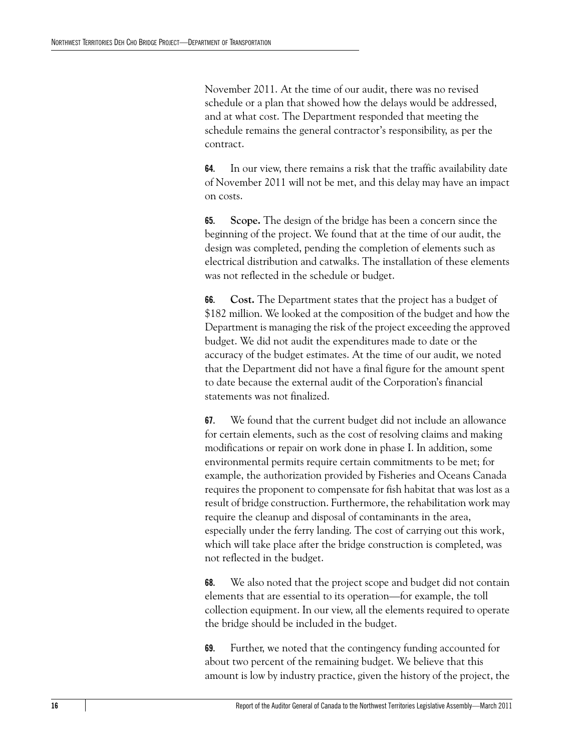November 2011. At the time of our audit, there was no revised schedule or a plan that showed how the delays would be addressed, and at what cost. The Department responded that meeting the schedule remains the general contractor's responsibility, as per the contract.

**64.** In our view, there remains a risk that the traffic availability date of November 2011 will not be met, and this delay may have an impact on costs.

**65.** **Scope.** The design of the bridge has been a concern since the beginning of the project. We found that at the time of our audit, the design was completed, pending the completion of elements such as electrical distribution and catwalks. The installation of these elements was not reflected in the schedule or budget.

**66.** **Cost.** The Department states that the project has a budget of $182 million. We looked at the composition of the budget and how the Department is managing the risk of the project exceeding the approved budget. We did not audit the expenditures made to date or the accuracy of the budget estimates. At the time of our audit, we noted that the Department did not have a final figure for the amount spent to date because the external audit of the Corporation's financial statements was not finalized.

**67.** We found that the current budget did not include an allowance for certain elements, such as the cost of resolving claims and making modifications or repair on work done in phase I. In addition, some environmental permits require certain commitments to be met; for example, the authorization provided by Fisheries and Oceans Canada requires the proponent to compensate for fish habitat that was lost as a result of bridge construction. Furthermore, the rehabilitation work may require the cleanup and disposal of contaminants in the area, especially under the ferry landing. The cost of carrying out this work, which will take place after the bridge construction is completed, was not reflected in the budget.

**68.** We also noted that the project scope and budget did not contain elements that are essential to its operation—for example, the toll collection equipment. In our view, all the elements required to operate the bridge should be included in the budget.

**69.** Further, we noted that the contingency funding accounted for about two percent of the remaining budget. We believe that this amount is low by industry practice, given the history of the project, the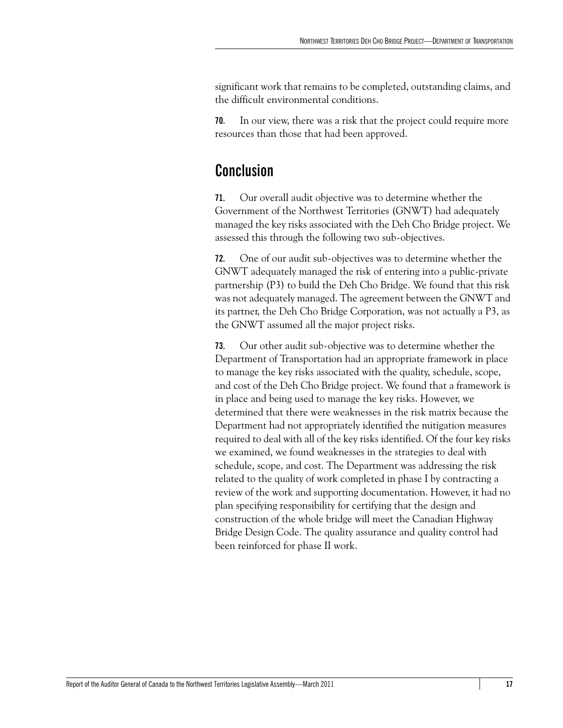significant work that remains to be completed, outstanding claims, and the difficult environmental conditions.

**70.** In our view, there was a risk that the project could require more resources than those that had been approved.

## Conclusion

**71.** Our overall audit objective was to determine whether the Government of the Northwest Territories (GNWT) had adequately managed the key risks associated with the Deh Cho Bridge project. We assessed this through the following two sub-objectives.

**72.** One of our audit sub-objectives was to determine whether the GNWT adequately managed the risk of entering into a public-private partnership (P3) to build the Deh Cho Bridge. We found that this risk was not adequately managed. The agreement between the GNWT and its partner, the Deh Cho Bridge Corporation, was not actually a P3, as the GNWT assumed all the major project risks.

**73.** Our other audit sub-objective was to determine whether the Department of Transportation had an appropriate framework in place to manage the key risks associated with the quality, schedule, scope, and cost of the Deh Cho Bridge project. We found that a framework is in place and being used to manage the key risks. However, we determined that there were weaknesses in the risk matrix because the Department had not appropriately identified the mitigation measures required to deal with all of the key risks identified. Of the four key risks we examined, we found weaknesses in the strategies to deal with schedule, scope, and cost. The Department was addressing the risk related to the quality of work completed in phase I by contracting a review of the work and supporting documentation. However, it had no plan specifying responsibility for certifying that the design and construction of the whole bridge will meet the Canadian Highway Bridge Design Code. The quality assurance and quality control had been reinforced for phase II work.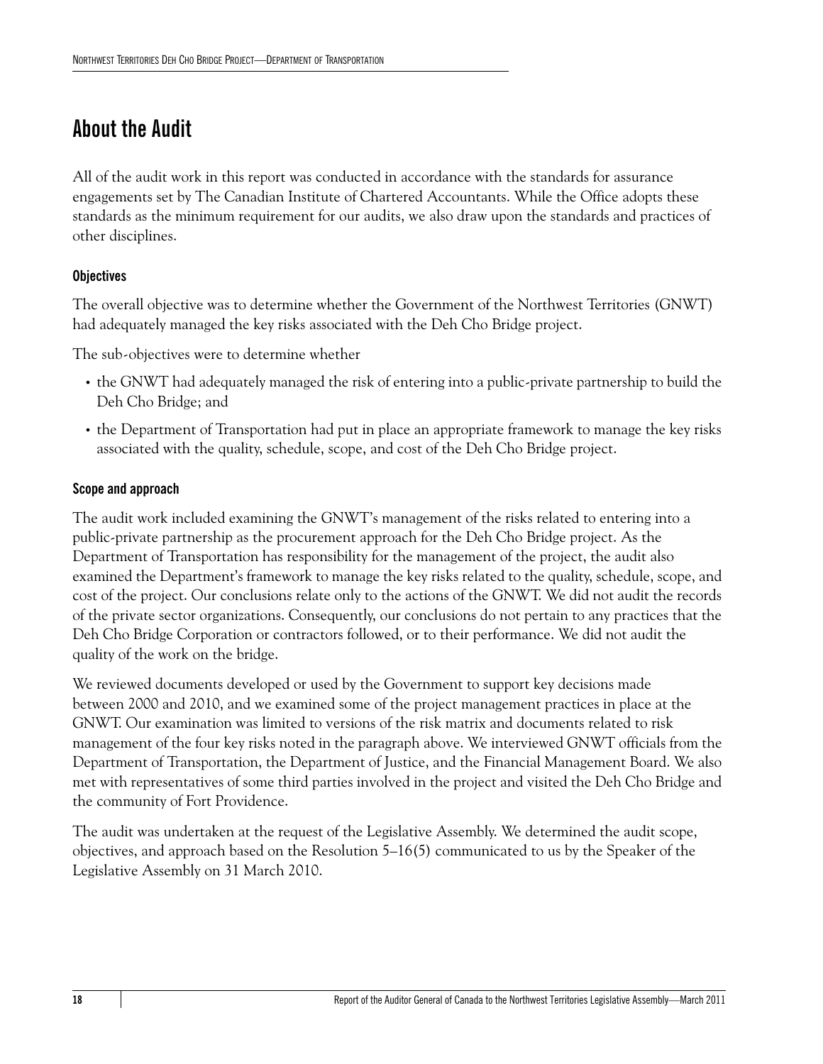# About the Audit

All of the audit work in this report was conducted in accordance with the standards for assurance engagements set by The Canadian Institute of Chartered Accountants. While the Office adopts these standards as the minimum requirement for our audits, we also draw upon the standards and practices of other disciplines.

### Objectives

The overall objective was to determine whether the Government of the Northwest Territories (GNWT) had adequately managed the key risks associated with the Deh Cho Bridge project.

The sub-objectives were to determine whether

- the GNWT had adequately managed the risk of entering into a public-private partnership to build the Deh Cho Bridge; and
- the Department of Transportation had put in place an appropriate framework to manage the key risks associated with the quality, schedule, scope, and cost of the Deh Cho Bridge project.

### Scope and approach

The audit work included examining the GNWT's management of the risks related to entering into a public-private partnership as the procurement approach for the Deh Cho Bridge project. As the Department of Transportation has responsibility for the management of the project, the audit also examined the Department's framework to manage the key risks related to the quality, schedule, scope, and cost of the project. Our conclusions relate only to the actions of the GNWT. We did not audit the records of the private sector organizations. Consequently, our conclusions do not pertain to any practices that the Deh Cho Bridge Corporation or contractors followed, or to their performance. We did not audit the quality of the work on the bridge.

We reviewed documents developed or used by the Government to support key decisions made between 2000 and 2010, and we examined some of the project management practices in place at the GNWT. Our examination was limited to versions of the risk matrix and documents related to risk management of the four key risks noted in the paragraph above. We interviewed GNWT officials from the Department of Transportation, the Department of Justice, and the Financial Management Board. We also met with representatives of some third parties involved in the project and visited the Deh Cho Bridge and the community of Fort Providence.

The audit was undertaken at the request of the Legislative Assembly. We determined the audit scope, objectives, and approach based on the Resolution 5–16(5) communicated to us by the Speaker of the Legislative Assembly on 31 March 2010.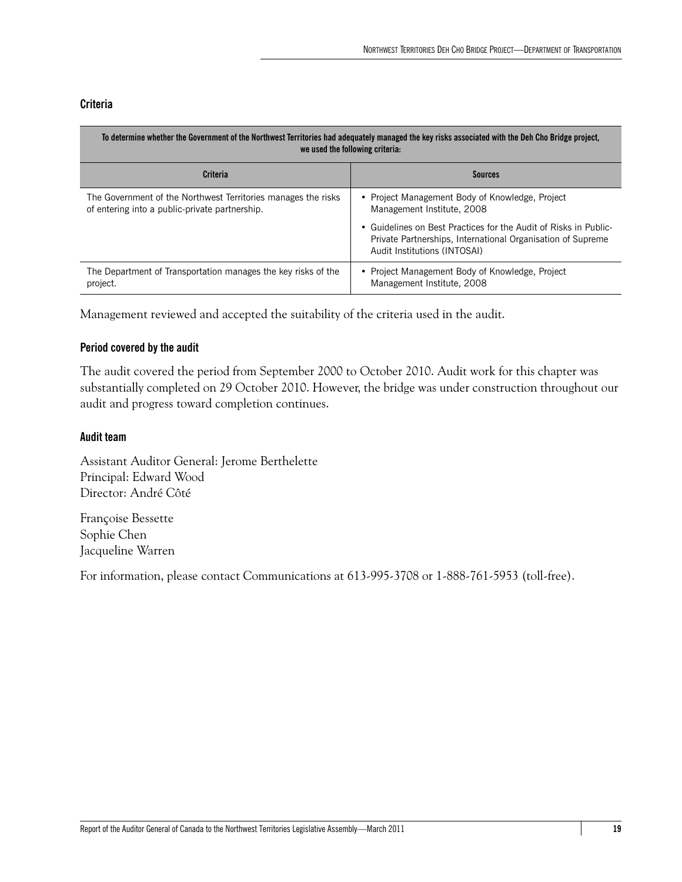### Criteria

| To determine whether the Government of the Northwest Territories had adequately managed the key risks associated with the Deh Cho Bridge project, we used the following criteria: | |
|---|---|
| **Criteria** | **Sources** |
| The Government of the Northwest Territories manages the risks of entering into a public-private partnership. | • Project Management Body of Knowledge, Project Management Institute, 2008<br>• Guidelines on Best Practices for the Audit of Risks in Public-Private Partnerships, International Organisation of Supreme Audit Institutions (INTOSAI) |
| The Department of Transportation manages the key risks of the project. | • Project Management Body of Knowledge, Project Management Institute, 2008 |

Management reviewed and accepted the suitability of the criteria used in the audit.

### Period covered by the audit

The audit covered the period from September 2000 to October 2010. Audit work for this chapter was substantially completed on 29 October 2010. However, the bridge was under construction throughout our audit and progress toward completion continues.

### Audit team

Assistant Auditor General: Jerome Berthelette
Principal: Edward Wood
Director: André Côté

Françoise Bessette
Sophie Chen
Jacqueline Warren

For information, please contact Communications at 613-995-3708 or 1-888-761-5953 (toll-free).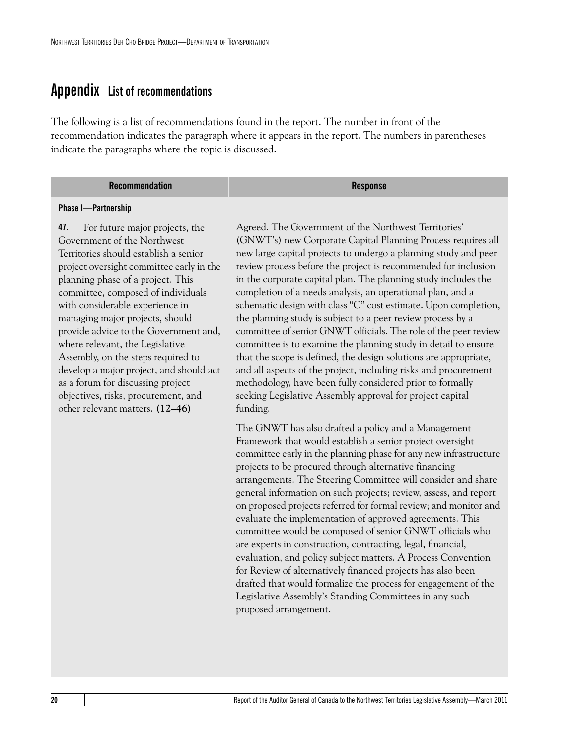# Appendix List of recommendations

The following is a list of recommendations found in the report. The number in front of the recommendation indicates the paragraph where it appears in the report. The numbers in parentheses indicate the paragraphs where the topic is discussed.

| Recommendation | Response |
|---|---|
| **Phase I—Partnership** | |
| **47.** For future major projects, the Government of the Northwest Territories should establish a senior project oversight committee early in the planning phase of a project. This committee, composed of individuals with considerable experience in managing major projects, should provide advice to the Government and, where relevant, the Legislative Assembly, on the steps required to develop a major project, and should act as a forum for discussing project objectives, risks, procurement, and other relevant matters. **(12–46)** | Agreed. The Government of the Northwest Territories' (GNWT's) new Corporate Capital Planning Process requires all new large capital projects to undergo a planning study and peer review process before the project is recommended for inclusion in the corporate capital plan. The planning study includes the completion of a needs analysis, an operational plan, and a schematic design with class "C" cost estimate. Upon completion, the planning study is subject to a peer review process by a committee of senior GNWT officials. The role of the peer review committee is to examine the planning study in detail to ensure that the scope is defined, the design solutions are appropriate, and all aspects of the project, including risks and procurement methodology, have been fully considered prior to formally seeking Legislative Assembly approval for project capital funding.<br><br>The GNWT has also drafted a policy and a Management Framework that would establish a senior project oversight committee early in the planning phase for any new infrastructure projects to be procured through alternative financing arrangements. The Steering Committee will consider and share general information on such projects; review, assess, and report on proposed projects referred for formal review; and monitor and evaluate the implementation of approved agreements. This committee would be composed of senior GNWT officials who are experts in construction, contracting, legal, financial, evaluation, and policy subject matters. A Process Convention for Review of alternatively financed projects has also been drafted that would formalize the process for engagement of the Legislative Assembly's Standing Committees in any such proposed arrangement. |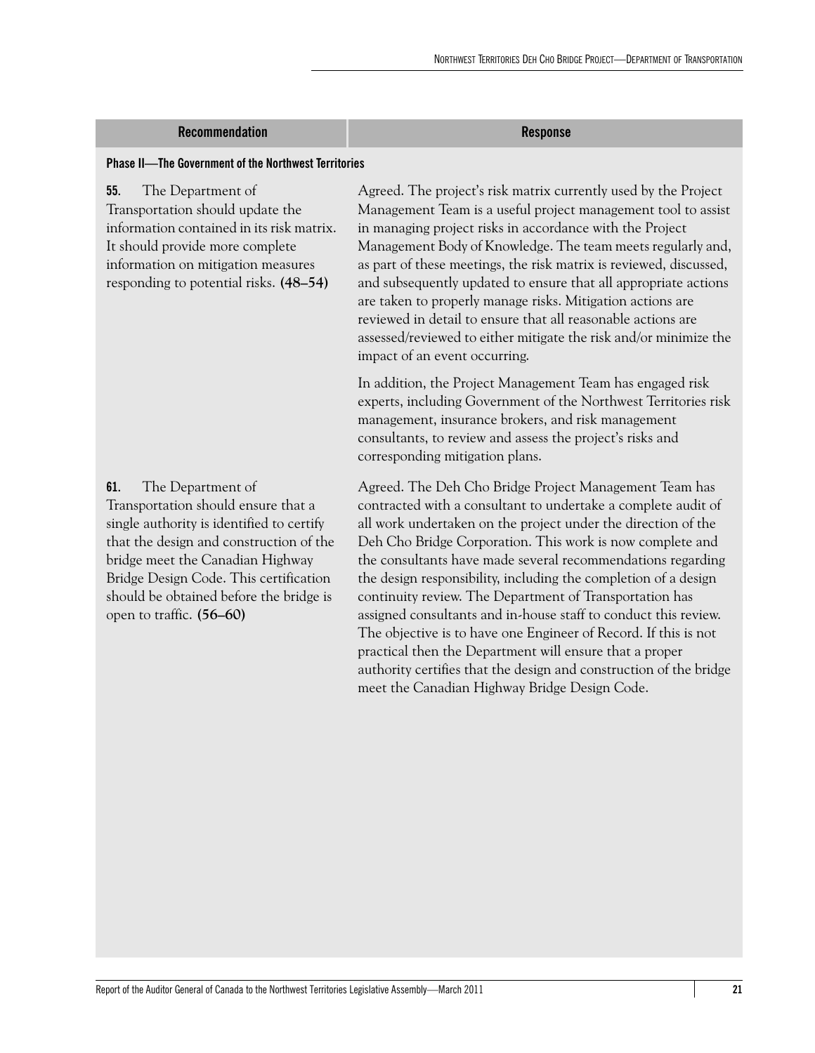| Recommendation | Response |
| --- | --- |
| **Phase II—The Government of the Northwest Territories** | |
| **55.** The Department of Transportation should update the information contained in its risk matrix. It should provide more complete information on mitigation measures responding to potential risks. **(48–54)** | Agreed. The project's risk matrix currently used by the Project Management Team is a useful project management tool to assist in managing project risks in accordance with the Project Management Body of Knowledge. The team meets regularly and, as part of these meetings, the risk matrix is reviewed, discussed, and subsequently updated to ensure that all appropriate actions are taken to properly manage risks. Mitigation actions are reviewed in detail to ensure that all reasonable actions are assessed/reviewed to either mitigate the risk and/or minimize the impact of an event occurring.<br><br>In addition, the Project Management Team has engaged risk experts, including Government of the Northwest Territories risk management, insurance brokers, and risk management consultants, to review and assess the project's risks and corresponding mitigation plans. |
| **61.** The Department of Transportation should ensure that a single authority is identified to certify that the design and construction of the bridge meet the Canadian Highway Bridge Design Code. This certification should be obtained before the bridge is open to traffic. **(56–60)** | Agreed. The Deh Cho Bridge Project Management Team has contracted with a consultant to undertake a complete audit of all work undertaken on the project under the direction of the Deh Cho Bridge Corporation. This work is now complete and the consultants have made several recommendations regarding the design responsibility, including the completion of a design continuity review. The Department of Transportation has assigned consultants and in-house staff to conduct this review. The objective is to have one Engineer of Record. If this is not practical then the Department will ensure that a proper authority certifies that the design and construction of the bridge meet the Canadian Highway Bridge Design Code. |